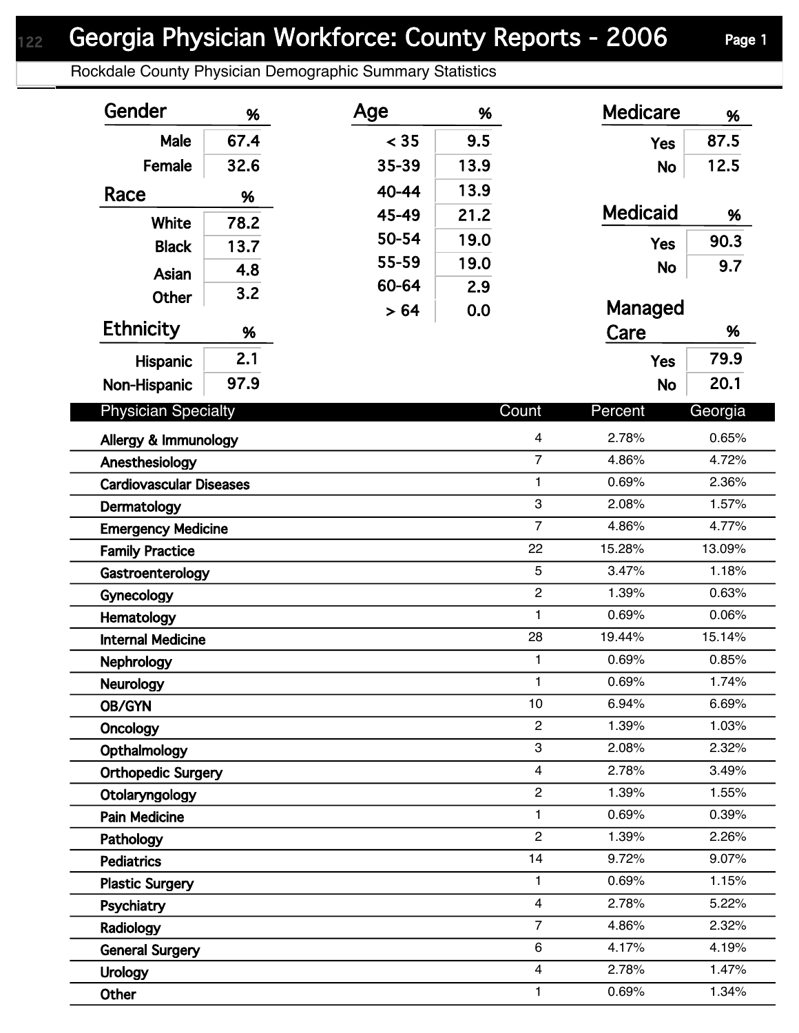# Georgia Physician Workforce: County Reports - 2006

## Rockdale County Physician Demographic Summary Statistics

| Gender | % |
|---|---|
| Male | 67.4 |
| Female | 32.6 |

| Race | % |
|---|---|
| White | 78.2 |
| Black | 13.7 |
| Asian | 4.8 |
| Other | 3.2 |

| Ethnicity | % |
|---|---|
| Hispanic | 2.1 |
| Non-Hispanic | 97.9 |

| Age | % |
|---|---|
| < 35 | 9.5 |
| 35-39 | 13.9 |
| 40-44 | 13.9 |
| 45-49 | 21.2 |
| 50-54 | 19.0 |
| 55-59 | 19.0 |
| 60-64 | 2.9 |
| > 64 | 0.0 |

| Medicare | % |
|---|---|
| Yes | 87.5 |
| No | 12.5 |

| Medicaid | % |
|---|---|
| Yes | 90.3 |
| No | 9.7 |

| Managed Care | % |
|---|---|
| Yes | 79.9 |
| No | 20.1 |

| Physician Specialty | Count | Percent | Georgia |
|---|---|---|---|
| Allergy & Immunology | 4 | 2.78% | 0.65% |
| Anesthesiology | 7 | 4.86% | 4.72% |
| Cardiovascular Diseases | 1 | 0.69% | 2.36% |
| Dermatology | 3 | 2.08% | 1.57% |
| Emergency Medicine | 7 | 4.86% | 4.77% |
| Family Practice | 22 | 15.28% | 13.09% |
| Gastroenterology | 5 | 3.47% | 1.18% |
| Gynecology | 2 | 1.39% | 0.63% |
| Hematology | 1 | 0.69% | 0.06% |
| Internal Medicine | 28 | 19.44% | 15.14% |
| Nephrology | 1 | 0.69% | 0.85% |
| Neurology | 1 | 0.69% | 1.74% |
| OB/GYN | 10 | 6.94% | 6.69% |
| Oncology | 2 | 1.39% | 1.03% |
| Opthalmology | 3 | 2.08% | 2.32% |
| Orthopedic Surgery | 4 | 2.78% | 3.49% |
| Otolaryngology | 2 | 1.39% | 1.55% |
| Pain Medicine | 1 | 0.69% | 0.39% |
| Pathology | 2 | 1.39% | 2.26% |
| Pediatrics | 14 | 9.72% | 9.07% |
| Plastic Surgery | 1 | 0.69% | 1.15% |
| Psychiatry | 4 | 2.78% | 5.22% |
| Radiology | 7 | 4.86% | 2.32% |
| General Surgery | 6 | 4.17% | 4.19% |
| Urology | 4 | 2.78% | 1.47% |
| Other | 1 | 0.69% | 1.34% |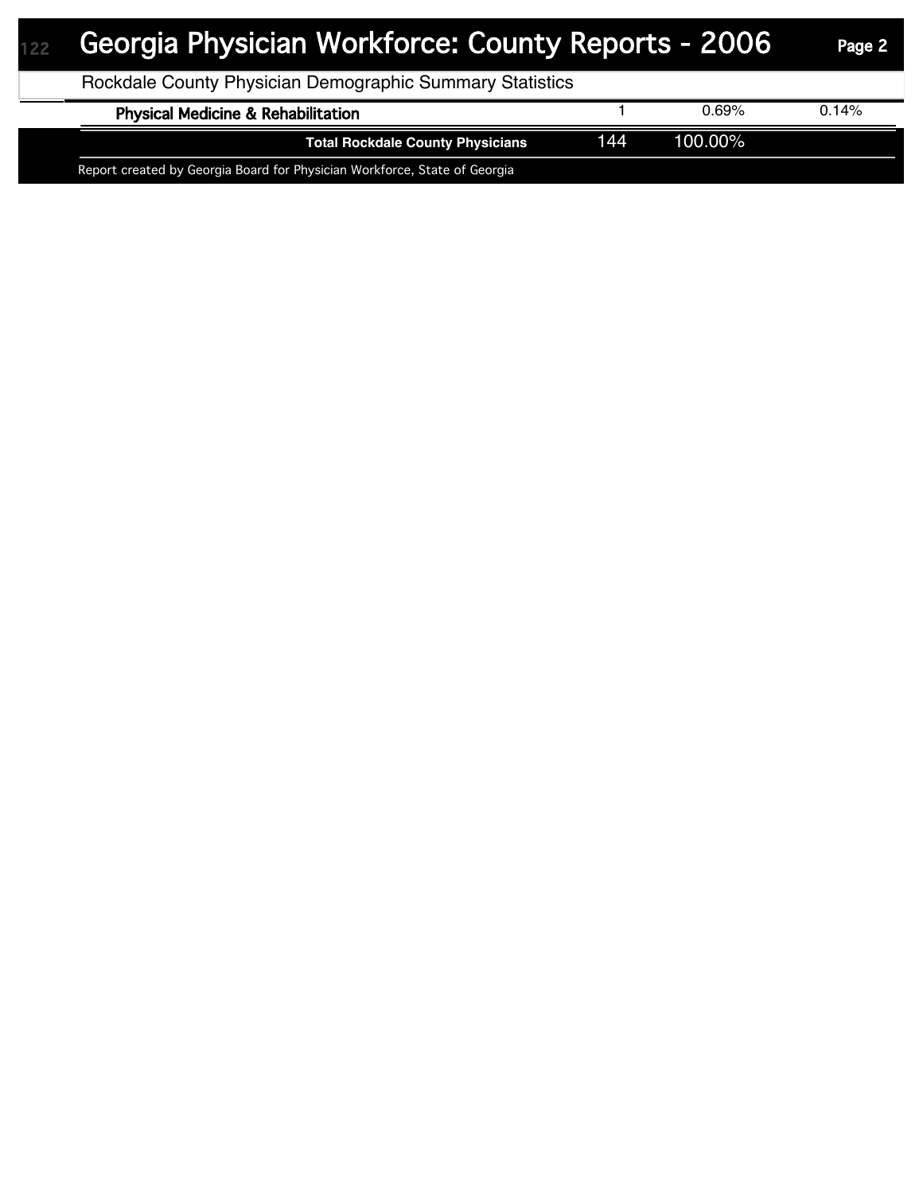# Georgia Physician Workforce: County Reports - 2006

## Rockdale County Physician Demographic Summary Statistics

| | | | |
|---|---|---|---|
| **Physical Medicine & Rehabilitation** | 1 | 0.69% | 0.14% |
| **Total Rockdale County Physicians** | 144 | 100.00% | |

Report created by Georgia Board for Physician Workforce, State of Georgia